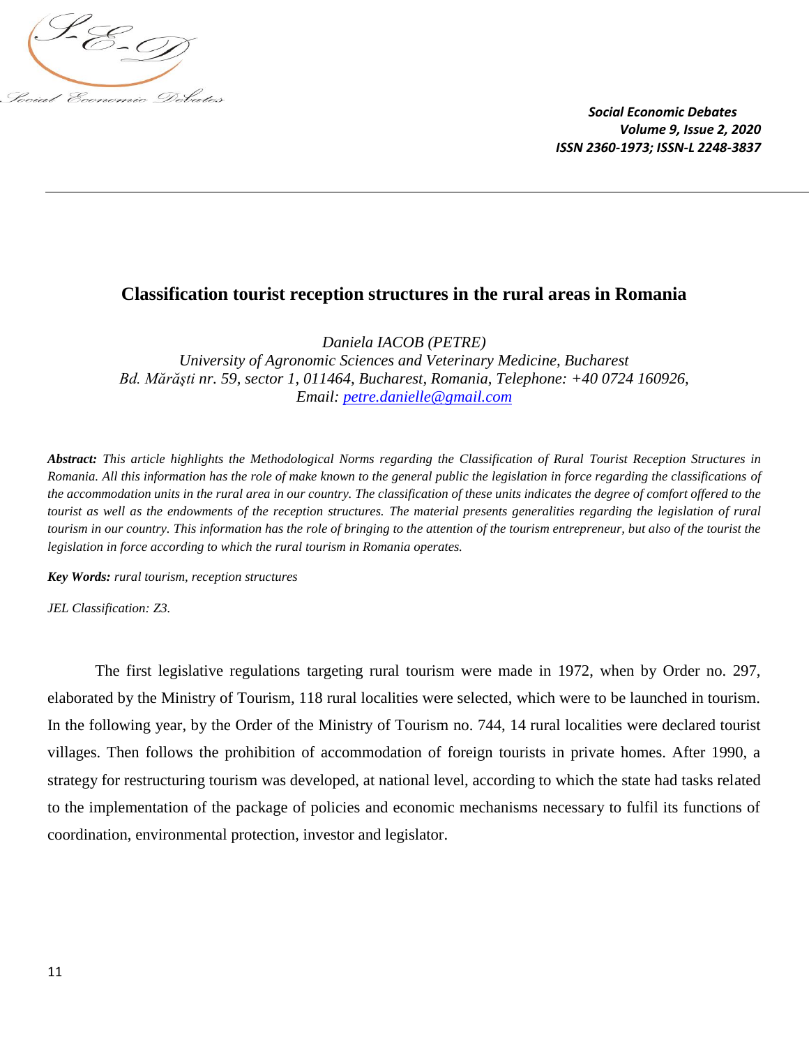# Classification tourist reception structures in the rural areas in Romania

*Daniela IACOB (PETRE)*
*University of Agronomic Sciences and Veterinary Medicine, Bucharest*
*Bd. Mărăşti nr. 59, sector 1, 011464, Bucharest, Romania, Telephone: +40 0724 160926,*
*Email: petre.danielle@gmail.com*

***Abstract:*** *This article highlights the Methodological Norms regarding the Classification of Rural Tourist Reception Structures in Romania. All this information has the role of make known to the general public the legislation in force regarding the classifications of the accommodation units in the rural area in our country. The classification of these units indicates the degree of comfort offered to the tourist as well as the endowments of the reception structures. The material presents generalities regarding the legislation of rural tourism in our country. This information has the role of bringing to the attention of the tourism entrepreneur, but also of the tourist the legislation in force according to which the rural tourism in Romania operates.*

***Key Words:*** *rural tourism, reception structures*

*JEL Classification: Z3.*

The first legislative regulations targeting rural tourism were made in 1972, when by Order no. 297, elaborated by the Ministry of Tourism, 118 rural localities were selected, which were to be launched in tourism. In the following year, by the Order of the Ministry of Tourism no. 744, 14 rural localities were declared tourist villages. Then follows the prohibition of accommodation of foreign tourists in private homes. After 1990, a strategy for restructuring tourism was developed, at national level, according to which the state had tasks related to the implementation of the package of policies and economic mechanisms necessary to fulfil its functions of coordination, environmental protection, investor and legislator.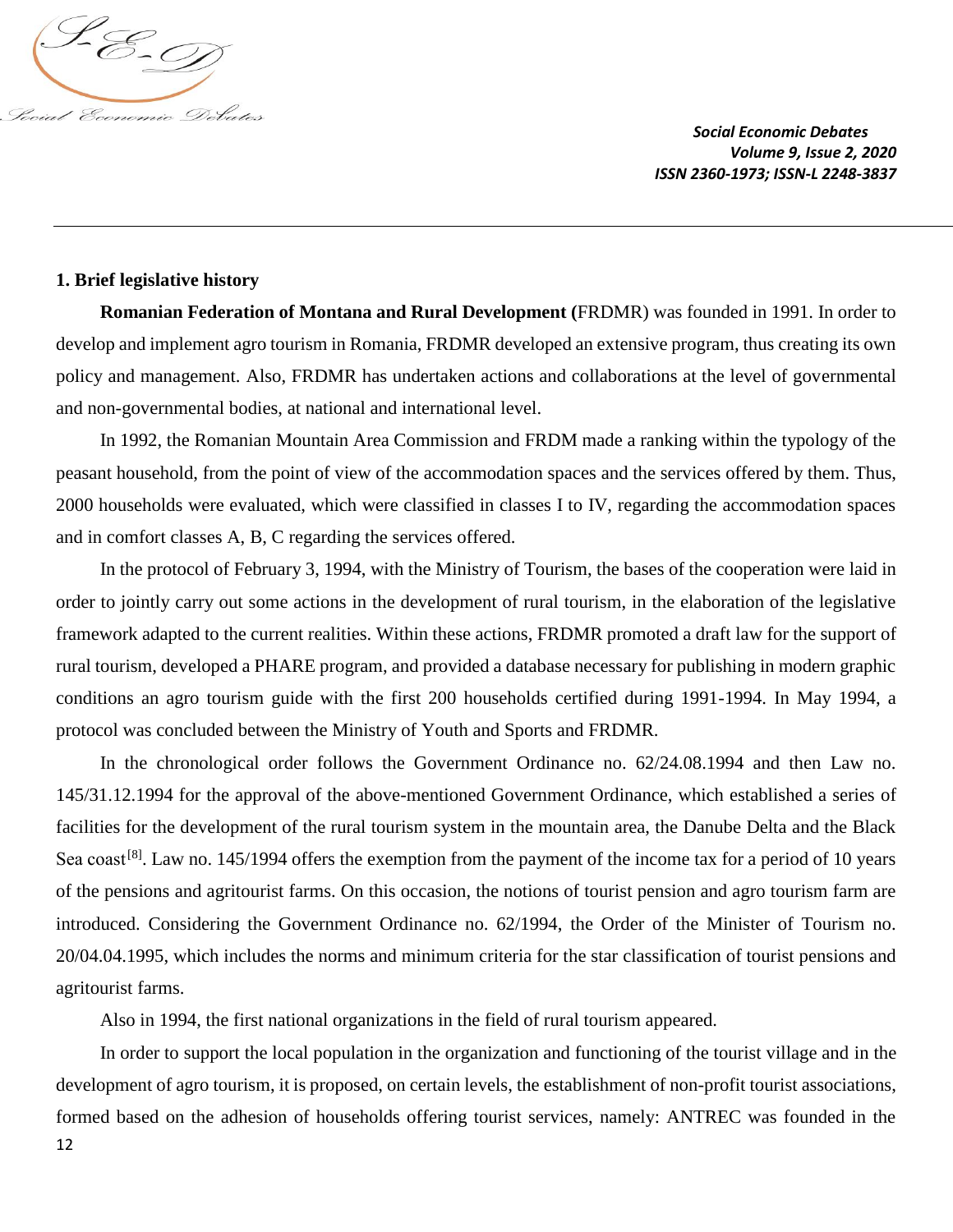## 1. Brief legislative history

**Romanian Federation of Montana and Rural Development (**FRDMR) was founded in 1991. In order to develop and implement agro tourism in Romania, FRDMR developed an extensive program, thus creating its own policy and management. Also, FRDMR has undertaken actions and collaborations at the level of governmental and non-governmental bodies, at national and international level.

In 1992, the Romanian Mountain Area Commission and FRDM made a ranking within the typology of the peasant household, from the point of view of the accommodation spaces and the services offered by them. Thus, 2000 households were evaluated, which were classified in classes I to IV, regarding the accommodation spaces and in comfort classes A, B, C regarding the services offered.

In the protocol of February 3, 1994, with the Ministry of Tourism, the bases of the cooperation were laid in order to jointly carry out some actions in the development of rural tourism, in the elaboration of the legislative framework adapted to the current realities. Within these actions, FRDMR promoted a draft law for the support of rural tourism, developed a PHARE program, and provided a database necessary for publishing in modern graphic conditions an agro tourism guide with the first 200 households certified during 1991-1994. In May 1994, a protocol was concluded between the Ministry of Youth and Sports and FRDMR.

In the chronological order follows the Government Ordinance no. 62/24.08.1994 and then Law no. 145/31.12.1994 for the approval of the above-mentioned Government Ordinance, which established a series of facilities for the development of the rural tourism system in the mountain area, the Danube Delta and the Black Sea coast[8]. Law no. 145/1994 offers the exemption from the payment of the income tax for a period of 10 years of the pensions and agritourist farms. On this occasion, the notions of tourist pension and agro tourism farm are introduced. Considering the Government Ordinance no. 62/1994, the Order of the Minister of Tourism no. 20/04.04.1995, which includes the norms and minimum criteria for the star classification of tourist pensions and agritourist farms.

Also in 1994, the first national organizations in the field of rural tourism appeared.

In order to support the local population in the organization and functioning of the tourist village and in the development of agro tourism, it is proposed, on certain levels, the establishment of non-profit tourist associations, formed based on the adhesion of households offering tourist services, namely: ANTREC was founded in the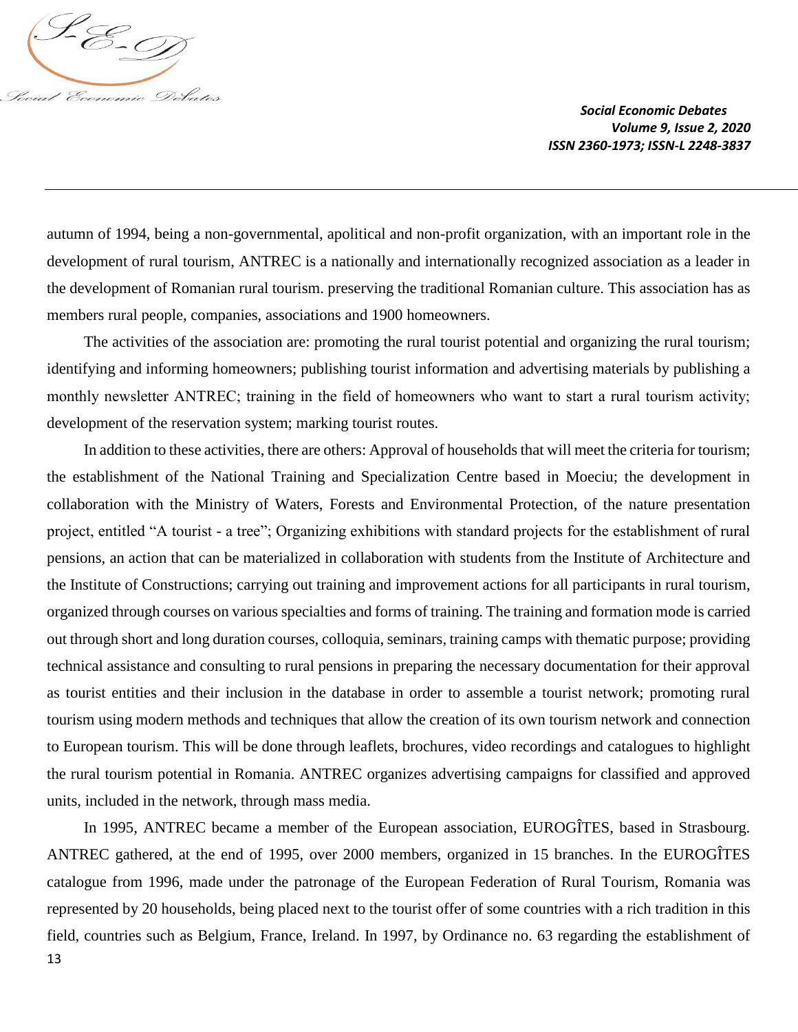autumn of 1994, being a non-governmental, apolitical and non-profit organization, with an important role in the development of rural tourism, ANTREC is a nationally and internationally recognized association as a leader in the development of Romanian rural tourism. preserving the traditional Romanian culture. This association has as members rural people, companies, associations and 1900 homeowners.

The activities of the association are: promoting the rural tourist potential and organizing the rural tourism; identifying and informing homeowners; publishing tourist information and advertising materials by publishing a monthly newsletter ANTREC; training in the field of homeowners who want to start a rural tourism activity; development of the reservation system; marking tourist routes.

In addition to these activities, there are others: Approval of households that will meet the criteria for tourism; the establishment of the National Training and Specialization Centre based in Moeciu; the development in collaboration with the Ministry of Waters, Forests and Environmental Protection, of the nature presentation project, entitled "A tourist - a tree"; Organizing exhibitions with standard projects for the establishment of rural pensions, an action that can be materialized in collaboration with students from the Institute of Architecture and the Institute of Constructions; carrying out training and improvement actions for all participants in rural tourism, organized through courses on various specialties and forms of training. The training and formation mode is carried out through short and long duration courses, colloquia, seminars, training camps with thematic purpose; providing technical assistance and consulting to rural pensions in preparing the necessary documentation for their approval as tourist entities and their inclusion in the database in order to assemble a tourist network; promoting rural tourism using modern methods and techniques that allow the creation of its own tourism network and connection to European tourism. This will be done through leaflets, brochures, video recordings and catalogues to highlight the rural tourism potential in Romania. ANTREC organizes advertising campaigns for classified and approved units, included in the network, through mass media.

In 1995, ANTREC became a member of the European association, EUROGÎTES, based in Strasbourg. ANTREC gathered, at the end of 1995, over 2000 members, organized in 15 branches. In the EUROGÎTES catalogue from 1996, made under the patronage of the European Federation of Rural Tourism, Romania was represented by 20 households, being placed next to the tourist offer of some countries with a rich tradition in this field, countries such as Belgium, France, Ireland. In 1997, by Ordinance no. 63 regarding the establishment of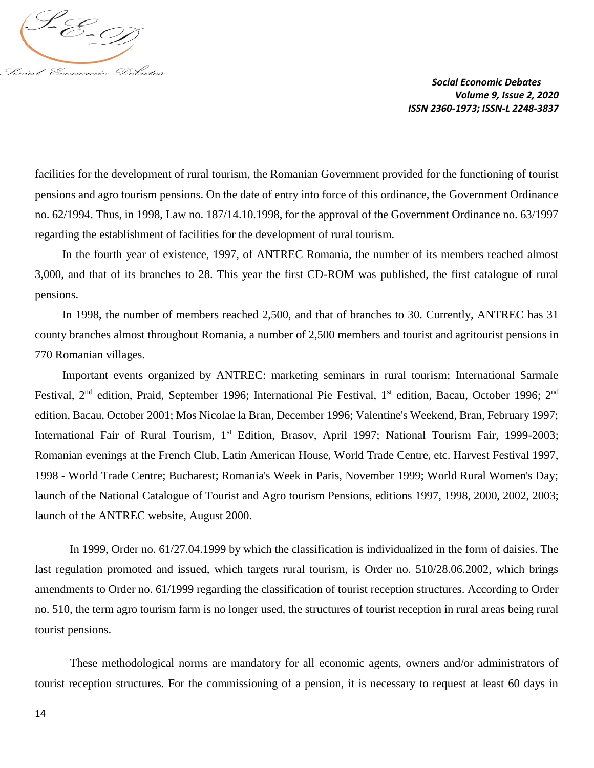facilities for the development of rural tourism, the Romanian Government provided for the functioning of tourist pensions and agro tourism pensions. On the date of entry into force of this ordinance, the Government Ordinance no. 62/1994. Thus, in 1998, Law no. 187/14.10.1998, for the approval of the Government Ordinance no. 63/1997 regarding the establishment of facilities for the development of rural tourism.

In the fourth year of existence, 1997, of ANTREC Romania, the number of its members reached almost 3,000, and that of its branches to 28. This year the first CD-ROM was published, the first catalogue of rural pensions.

In 1998, the number of members reached 2,500, and that of branches to 30. Currently, ANTREC has 31 county branches almost throughout Romania, a number of 2,500 members and tourist and agritourist pensions in 770 Romanian villages.

Important events organized by ANTREC: marketing seminars in rural tourism; International Sarmale Festival, 2nd edition, Praid, September 1996; International Pie Festival, 1st edition, Bacau, October 1996; 2nd edition, Bacau, October 2001; Mos Nicolae la Bran, December 1996; Valentine's Weekend, Bran, February 1997; International Fair of Rural Tourism, 1st Edition, Brasov, April 1997; National Tourism Fair, 1999-2003; Romanian evenings at the French Club, Latin American House, World Trade Centre, etc. Harvest Festival 1997, 1998 - World Trade Centre; Bucharest; Romania's Week in Paris, November 1999; World Rural Women's Day; launch of the National Catalogue of Tourist and Agro tourism Pensions, editions 1997, 1998, 2000, 2002, 2003; launch of the ANTREC website, August 2000.

In 1999, Order no. 61/27.04.1999 by which the classification is individualized in the form of daisies. The last regulation promoted and issued, which targets rural tourism, is Order no. 510/28.06.2002, which brings amendments to Order no. 61/1999 regarding the classification of tourist reception structures. According to Order no. 510, the term agro tourism farm is no longer used, the structures of tourist reception in rural areas being rural tourist pensions.

These methodological norms are mandatory for all economic agents, owners and/or administrators of tourist reception structures. For the commissioning of a pension, it is necessary to request at least 60 days in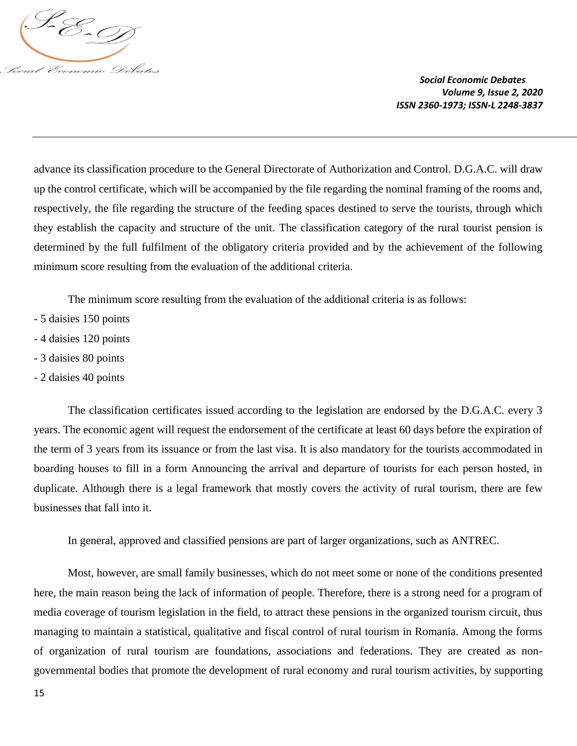advance its classification procedure to the General Directorate of Authorization and Control. D.G.A.C. will draw up the control certificate, which will be accompanied by the file regarding the nominal framing of the rooms and, respectively, the file regarding the structure of the feeding spaces destined to serve the tourists, through which they establish the capacity and structure of the unit. The classification category of the rural tourist pension is determined by the full fulfilment of the obligatory criteria provided and by the achievement of the following minimum score resulting from the evaluation of the additional criteria.

The minimum score resulting from the evaluation of the additional criteria is as follows:

- 5 daisies 150 points
- 4 daisies 120 points
- 3 daisies 80 points
- 2 daisies 40 points

The classification certificates issued according to the legislation are endorsed by the D.G.A.C. every 3 years. The economic agent will request the endorsement of the certificate at least 60 days before the expiration of the term of 3 years from its issuance or from the last visa. It is also mandatory for the tourists accommodated in boarding houses to fill in a form Announcing the arrival and departure of tourists for each person hosted, in duplicate. Although there is a legal framework that mostly covers the activity of rural tourism, there are few businesses that fall into it.

In general, approved and classified pensions are part of larger organizations, such as ANTREC.

Most, however, are small family businesses, which do not meet some or none of the conditions presented here, the main reason being the lack of information of people. Therefore, there is a strong need for a program of media coverage of tourism legislation in the field, to attract these pensions in the organized tourism circuit, thus managing to maintain a statistical, qualitative and fiscal control of rural tourism in Romania. Among the forms of organization of rural tourism are foundations, associations and federations. They are created as non-governmental bodies that promote the development of rural economy and rural tourism activities, by supporting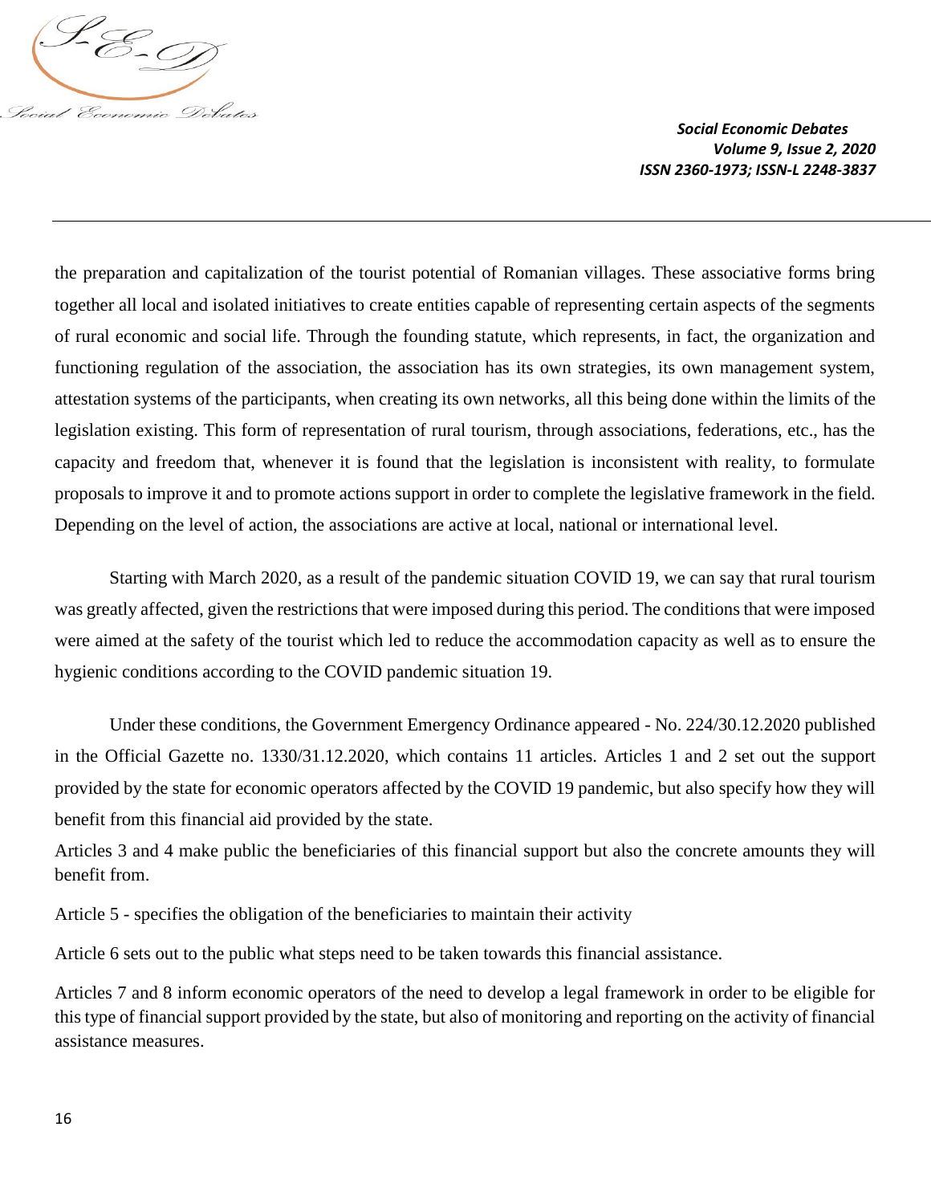the preparation and capitalization of the tourist potential of Romanian villages. These associative forms bring together all local and isolated initiatives to create entities capable of representing certain aspects of the segments of rural economic and social life. Through the founding statute, which represents, in fact, the organization and functioning regulation of the association, the association has its own strategies, its own management system, attestation systems of the participants, when creating its own networks, all this being done within the limits of the legislation existing. This form of representation of rural tourism, through associations, federations, etc., has the capacity and freedom that, whenever it is found that the legislation is inconsistent with reality, to formulate proposals to improve it and to promote actions support in order to complete the legislative framework in the field. Depending on the level of action, the associations are active at local, national or international level.

Starting with March 2020, as a result of the pandemic situation COVID 19, we can say that rural tourism was greatly affected, given the restrictions that were imposed during this period. The conditions that were imposed were aimed at the safety of the tourist which led to reduce the accommodation capacity as well as to ensure the hygienic conditions according to the COVID pandemic situation 19.

Under these conditions, the Government Emergency Ordinance appeared - No. 224/30.12.2020 published in the Official Gazette no. 1330/31.12.2020, which contains 11 articles. Articles 1 and 2 set out the support provided by the state for economic operators affected by the COVID 19 pandemic, but also specify how they will benefit from this financial aid provided by the state.

Articles 3 and 4 make public the beneficiaries of this financial support but also the concrete amounts they will benefit from.

Article 5 - specifies the obligation of the beneficiaries to maintain their activity

Article 6 sets out to the public what steps need to be taken towards this financial assistance.

Articles 7 and 8 inform economic operators of the need to develop a legal framework in order to be eligible for this type of financial support provided by the state, but also of monitoring and reporting on the activity of financial assistance measures.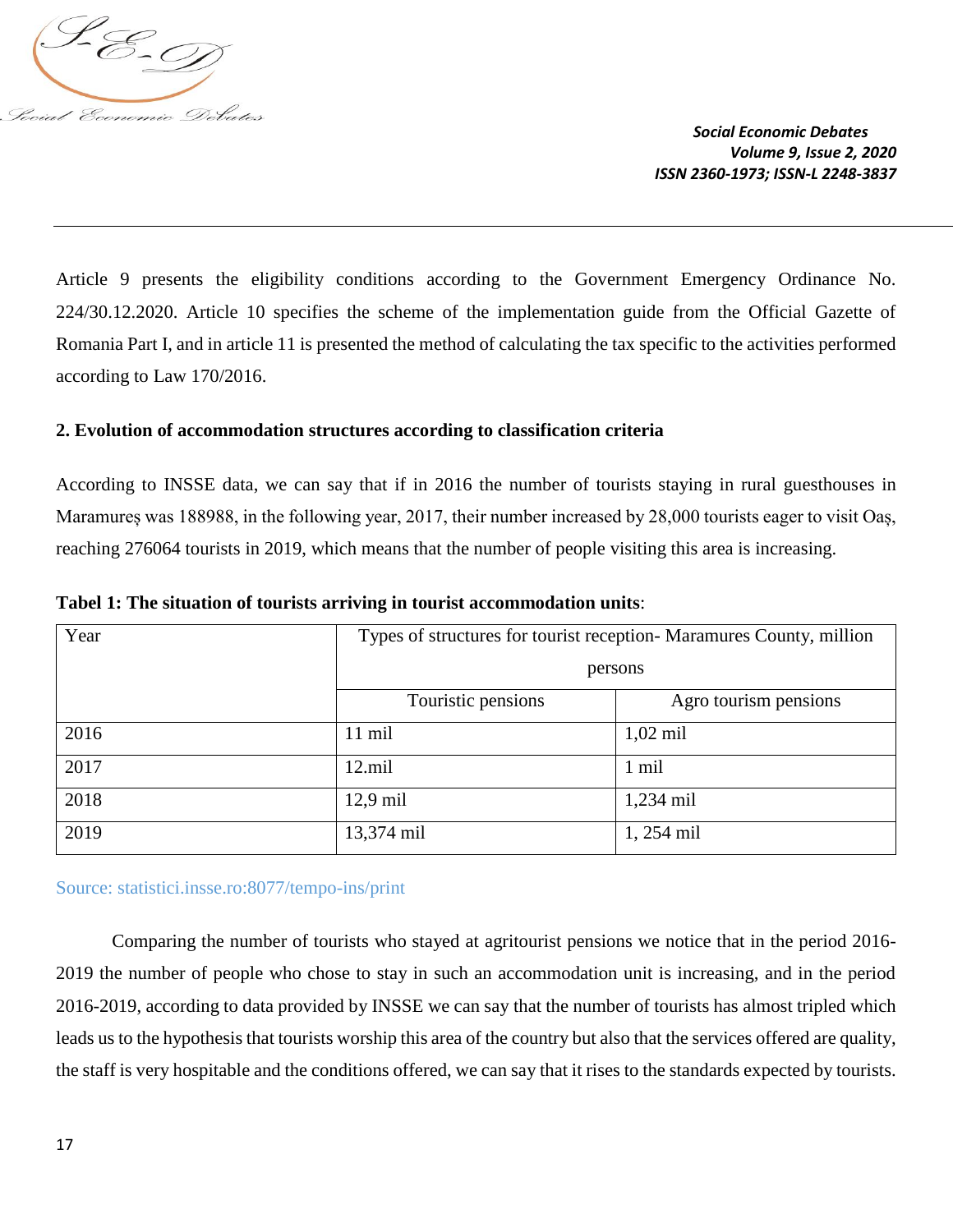Article 9 presents the eligibility conditions according to the Government Emergency Ordinance No. 224/30.12.2020. Article 10 specifies the scheme of the implementation guide from the Official Gazette of Romania Part I, and in article 11 is presented the method of calculating the tax specific to the activities performed according to Law 170/2016.

## 2. Evolution of accommodation structures according to classification criteria

According to INSSE data, we can say that if in 2016 the number of tourists staying in rural guesthouses in Maramureș was 188988, in the following year, 2017, their number increased by 28,000 tourists eager to visit Oaș, reaching 276064 tourists in 2019, which means that the number of people visiting this area is increasing.

**Tabel 1: The situation of tourists arriving in tourist accommodation units**:

| Year | Types of structures for tourist reception- Maramures County, million persons | |
|---|---|---|
| | Touristic pensions | Agro tourism pensions |
| 2016 | 11 mil | 1,02 mil |
| 2017 | 12.mil | 1 mil |
| 2018 | 12,9 mil | 1,234 mil |
| 2019 | 13,374 mil | 1, 254 mil |

Source: statistici.insse.ro:8077/tempo-ins/print

Comparing the number of tourists who stayed at agritourist pensions we notice that in the period 2016-2019 the number of people who chose to stay in such an accommodation unit is increasing, and in the period 2016-2019, according to data provided by INSSE we can say that the number of tourists has almost tripled which leads us to the hypothesis that tourists worship this area of the country but also that the services offered are quality, the staff is very hospitable and the conditions offered, we can say that it rises to the standards expected by tourists.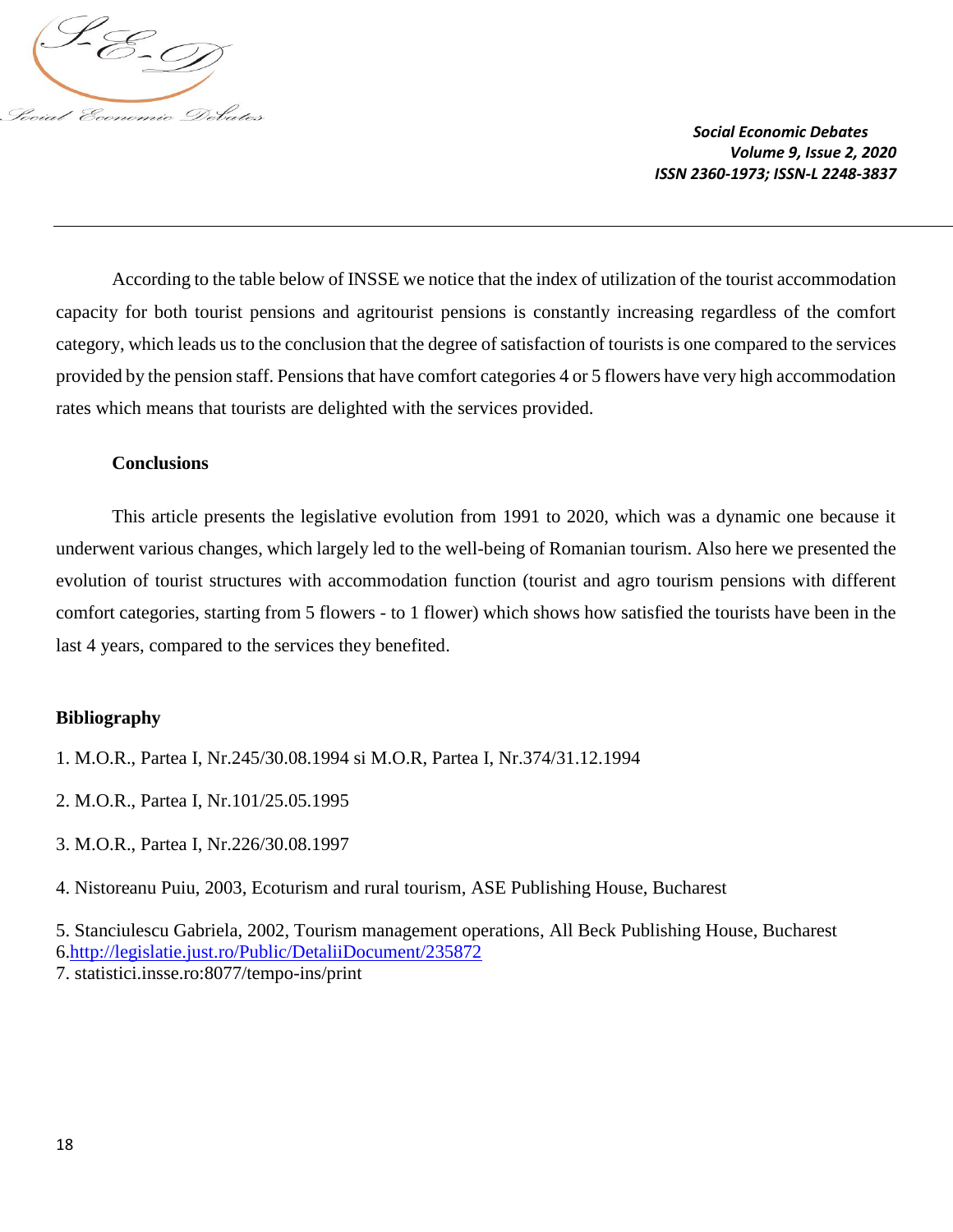According to the table below of INSSE we notice that the index of utilization of the tourist accommodation capacity for both tourist pensions and agritourist pensions is constantly increasing regardless of the comfort category, which leads us to the conclusion that the degree of satisfaction of tourists is one compared to the services provided by the pension staff. Pensions that have comfort categories 4 or 5 flowers have very high accommodation rates which means that tourists are delighted with the services provided.

## Conclusions

This article presents the legislative evolution from 1991 to 2020, which was a dynamic one because it underwent various changes, which largely led to the well-being of Romanian tourism. Also here we presented the evolution of tourist structures with accommodation function (tourist and agro tourism pensions with different comfort categories, starting from 5 flowers - to 1 flower) which shows how satisfied the tourists have been in the last 4 years, compared to the services they benefited.

## Bibliography

1. M.O.R., Partea I, Nr.245/30.08.1994 si M.O.R, Partea I, Nr.374/31.12.1994
2. M.O.R., Partea I, Nr.101/25.05.1995
3. M.O.R., Partea I, Nr.226/30.08.1997
4. Nistoreanu Puiu, 2003, Ecoturism and rural tourism, ASE Publishing House, Bucharest
5. Stanciulescu Gabriela, 2002, Tourism management operations, All Beck Publishing House, Bucharest
6. http://legislatie.just.ro/Public/DetaliiDocument/235872
7. statistici.insse.ro:8077/tempo-ins/print